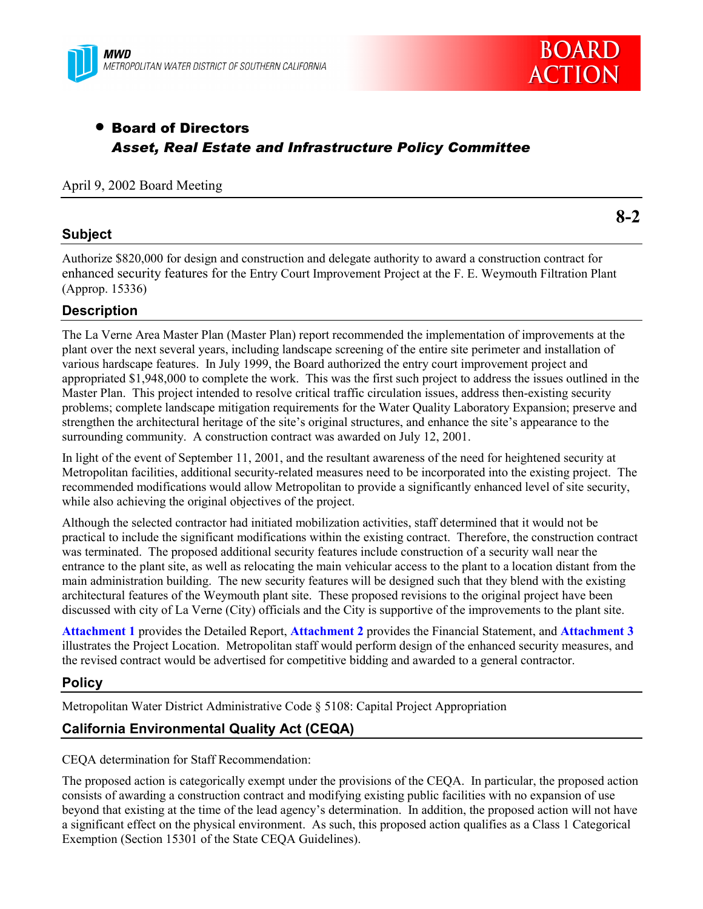**MWD**
METROPOLITAN WATER DISTRICT OF SOUTHERN CALIFORNIA

**BOARD ACTION**

- **Board of Directors**
  ***Asset, Real Estate and Infrastructure Policy Committee***

April 9, 2002 Board Meeting

**8-2**

## Subject

Authorize $820,000 for design and construction and delegate authority to award a construction contract for enhanced security features for the Entry Court Improvement Project at the F. E. Weymouth Filtration Plant (Approp. 15336)

## Description

The La Verne Area Master Plan (Master Plan) report recommended the implementation of improvements at the plant over the next several years, including landscape screening of the entire site perimeter and installation of various hardscape features. In July 1999, the Board authorized the entry court improvement project and appropriated $1,948,000 to complete the work. This was the first such project to address the issues outlined in the Master Plan. This project intended to resolve critical traffic circulation issues, address then-existing security problems; complete landscape mitigation requirements for the Water Quality Laboratory Expansion; preserve and strengthen the architectural heritage of the site's original structures, and enhance the site's appearance to the surrounding community. A construction contract was awarded on July 12, 2001.

In light of the event of September 11, 2001, and the resultant awareness of the need for heightened security at Metropolitan facilities, additional security-related measures need to be incorporated into the existing project. The recommended modifications would allow Metropolitan to provide a significantly enhanced level of site security, while also achieving the original objectives of the project.

Although the selected contractor had initiated mobilization activities, staff determined that it would not be practical to include the significant modifications within the existing contract. Therefore, the construction contract was terminated. The proposed additional security features include construction of a security wall near the entrance to the plant site, as well as relocating the main vehicular access to the plant to a location distant from the main administration building. The new security features will be designed such that they blend with the existing architectural features of the Weymouth plant site. These proposed revisions to the original project have been discussed with city of La Verne (City) officials and the City is supportive of the improvements to the plant site.

**Attachment 1** provides the Detailed Report, **Attachment 2** provides the Financial Statement, and **Attachment 3** illustrates the Project Location. Metropolitan staff would perform design of the enhanced security measures, and the revised contract would be advertised for competitive bidding and awarded to a general contractor.

## Policy

Metropolitan Water District Administrative Code § 5108: Capital Project Appropriation

## California Environmental Quality Act (CEQA)

CEQA determination for Staff Recommendation:

The proposed action is categorically exempt under the provisions of the CEQA. In particular, the proposed action consists of awarding a construction contract and modifying existing public facilities with no expansion of use beyond that existing at the time of the lead agency's determination. In addition, the proposed action will not have a significant effect on the physical environment. As such, this proposed action qualifies as a Class 1 Categorical Exemption (Section 15301 of the State CEQA Guidelines).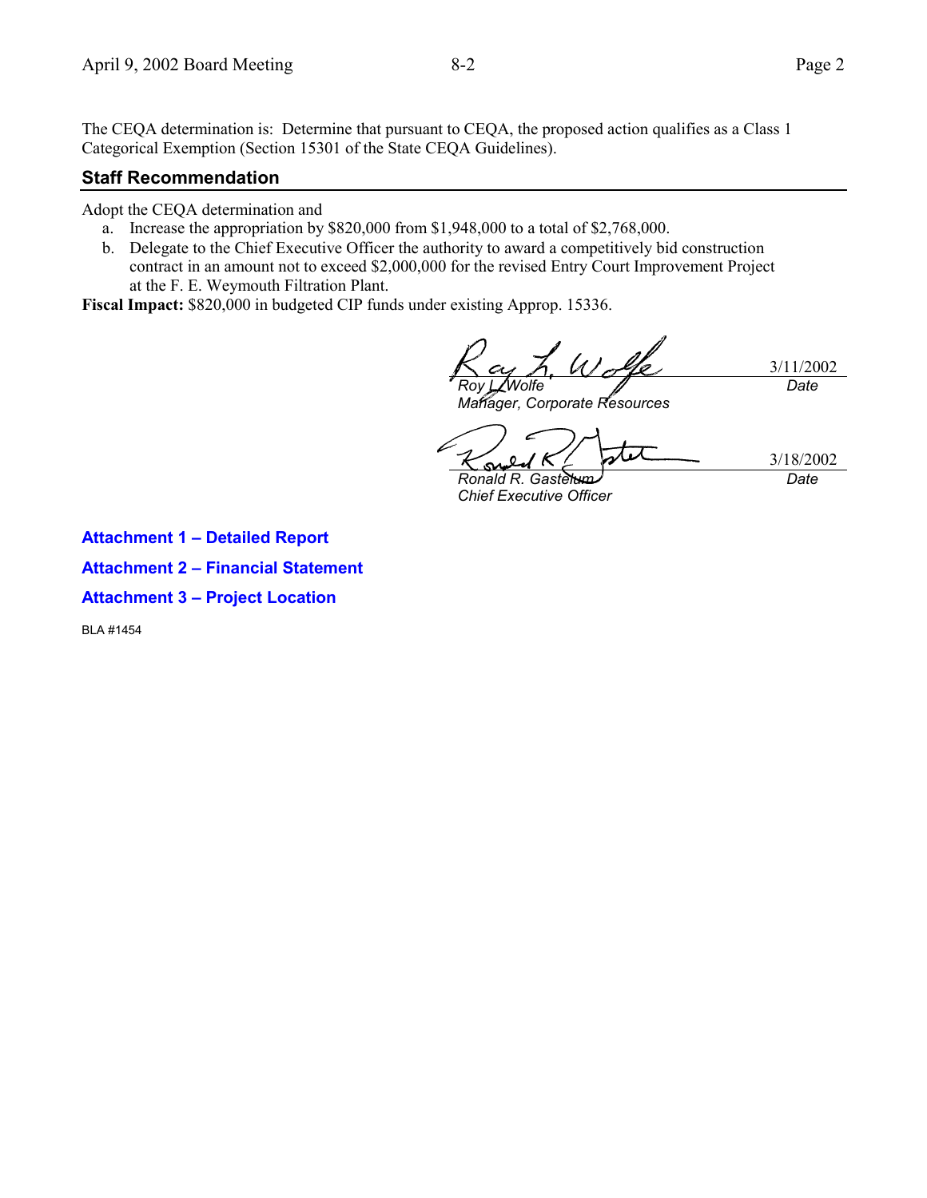The CEQA determination is: Determine that pursuant to CEQA, the proposed action qualifies as a Class 1 Categorical Exemption (Section 15301 of the State CEQA Guidelines).

## Staff Recommendation

Adopt the CEQA determination and

a. Increase the appropriation by $820,000 from $1,948,000 to a total of $2,768,000.
b. Delegate to the Chief Executive Officer the authority to award a competitively bid construction contract in an amount not to exceed $2,000,000 for the revised Entry Court Improvement Project at the F. E. Weymouth Filtration Plant.

**Fiscal Impact:** $820,000 in budgeted CIP funds under existing Approp. 15336.

| | |
|---|---|
| *Roy L. Wolfe*<br>*Manager, Corporate Resources* | 3/11/2002<br>*Date* |
| *Ronald R. Gastelum*<br>*Chief Executive Officer* | 3/18/2002<br>*Date* |

**Attachment 1 – Detailed Report**

**Attachment 2 – Financial Statement**

**Attachment 3 – Project Location**

BLA #1454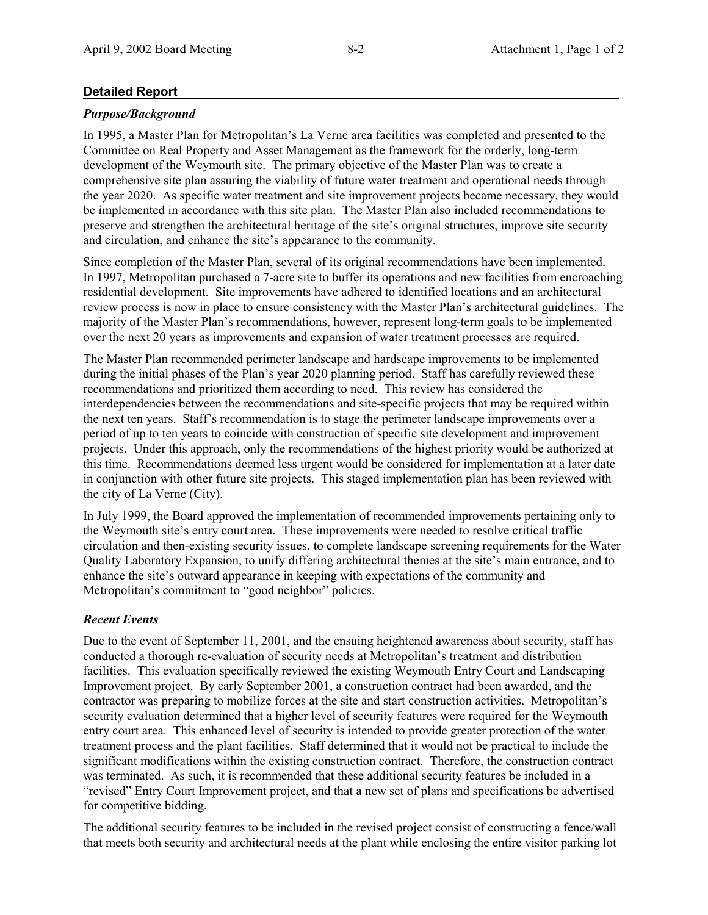## Detailed Report

### *Purpose/Background*

In 1995, a Master Plan for Metropolitan's La Verne area facilities was completed and presented to the Committee on Real Property and Asset Management as the framework for the orderly, long-term development of the Weymouth site. The primary objective of the Master Plan was to create a comprehensive site plan assuring the viability of future water treatment and operational needs through the year 2020. As specific water treatment and site improvement projects became necessary, they would be implemented in accordance with this site plan. The Master Plan also included recommendations to preserve and strengthen the architectural heritage of the site's original structures, improve site security and circulation, and enhance the site's appearance to the community.

Since completion of the Master Plan, several of its original recommendations have been implemented. In 1997, Metropolitan purchased a 7-acre site to buffer its operations and new facilities from encroaching residential development. Site improvements have adhered to identified locations and an architectural review process is now in place to ensure consistency with the Master Plan's architectural guidelines. The majority of the Master Plan's recommendations, however, represent long-term goals to be implemented over the next 20 years as improvements and expansion of water treatment processes are required.

The Master Plan recommended perimeter landscape and hardscape improvements to be implemented during the initial phases of the Plan's year 2020 planning period. Staff has carefully reviewed these recommendations and prioritized them according to need. This review has considered the interdependencies between the recommendations and site-specific projects that may be required within the next ten years. Staff's recommendation is to stage the perimeter landscape improvements over a period of up to ten years to coincide with construction of specific site development and improvement projects. Under this approach, only the recommendations of the highest priority would be authorized at this time. Recommendations deemed less urgent would be considered for implementation at a later date in conjunction with other future site projects. This staged implementation plan has been reviewed with the city of La Verne (City).

In July 1999, the Board approved the implementation of recommended improvements pertaining only to the Weymouth site's entry court area. These improvements were needed to resolve critical traffic circulation and then-existing security issues, to complete landscape screening requirements for the Water Quality Laboratory Expansion, to unify differing architectural themes at the site's main entrance, and to enhance the site's outward appearance in keeping with expectations of the community and Metropolitan's commitment to "good neighbor" policies.

### *Recent Events*

Due to the event of September 11, 2001, and the ensuing heightened awareness about security, staff has conducted a thorough re-evaluation of security needs at Metropolitan's treatment and distribution facilities. This evaluation specifically reviewed the existing Weymouth Entry Court and Landscaping Improvement project. By early September 2001, a construction contract had been awarded, and the contractor was preparing to mobilize forces at the site and start construction activities. Metropolitan's security evaluation determined that a higher level of security features were required for the Weymouth entry court area. This enhanced level of security is intended to provide greater protection of the water treatment process and the plant facilities. Staff determined that it would not be practical to include the significant modifications within the existing construction contract. Therefore, the construction contract was terminated. As such, it is recommended that these additional security features be included in a "revised" Entry Court Improvement project, and that a new set of plans and specifications be advertised for competitive bidding.

The additional security features to be included in the revised project consist of constructing a fence/wall that meets both security and architectural needs at the plant while enclosing the entire visitor parking lot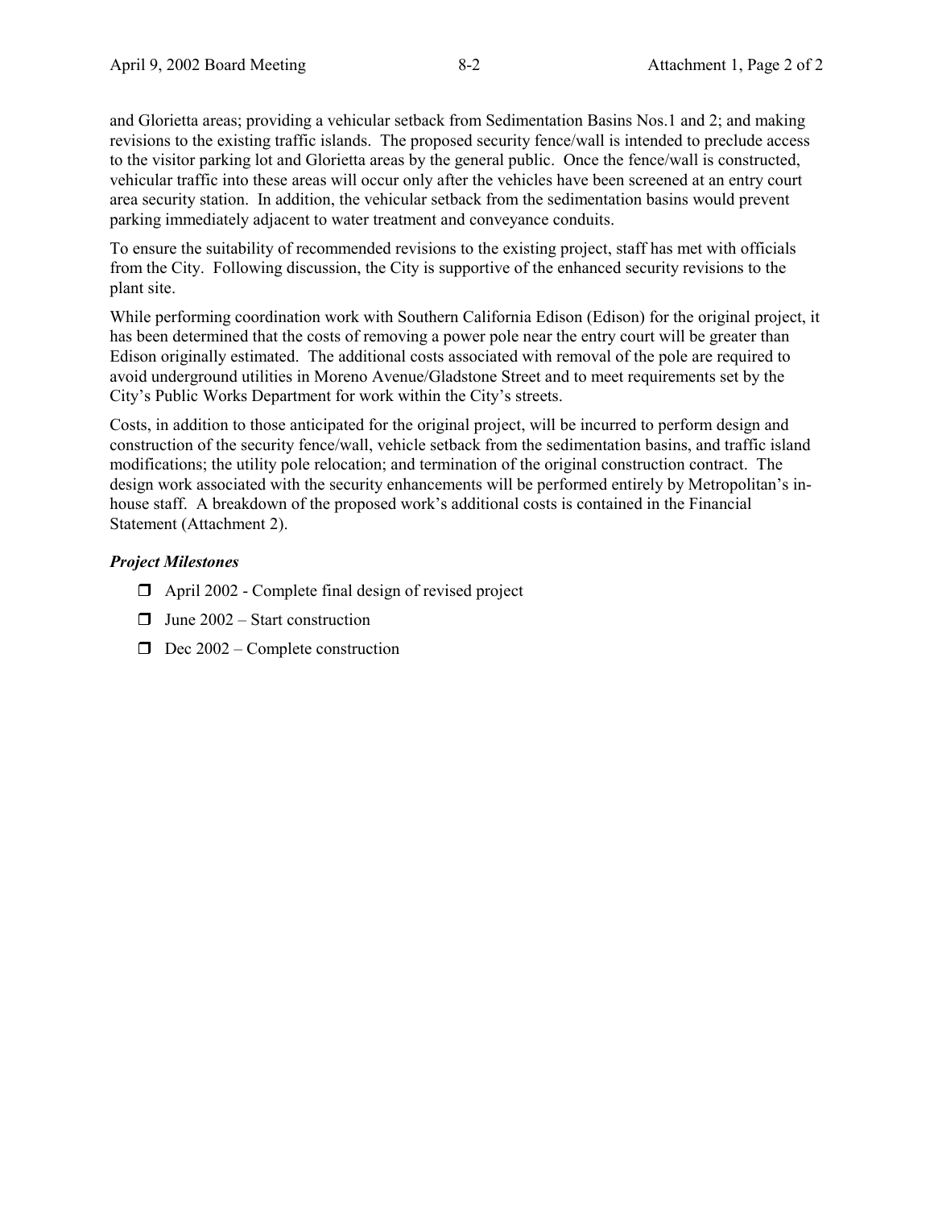and Glorietta areas; providing a vehicular setback from Sedimentation Basins Nos.1 and 2; and making revisions to the existing traffic islands. The proposed security fence/wall is intended to preclude access to the visitor parking lot and Glorietta areas by the general public. Once the fence/wall is constructed, vehicular traffic into these areas will occur only after the vehicles have been screened at an entry court area security station. In addition, the vehicular setback from the sedimentation basins would prevent parking immediately adjacent to water treatment and conveyance conduits.

To ensure the suitability of recommended revisions to the existing project, staff has met with officials from the City. Following discussion, the City is supportive of the enhanced security revisions to the plant site.

While performing coordination work with Southern California Edison (Edison) for the original project, it has been determined that the costs of removing a power pole near the entry court will be greater than Edison originally estimated. The additional costs associated with removal of the pole are required to avoid underground utilities in Moreno Avenue/Gladstone Street and to meet requirements set by the City's Public Works Department for work within the City's streets.

Costs, in addition to those anticipated for the original project, will be incurred to perform design and construction of the security fence/wall, vehicle setback from the sedimentation basins, and traffic island modifications; the utility pole relocation; and termination of the original construction contract. The design work associated with the security enhancements will be performed entirely by Metropolitan's in-house staff. A breakdown of the proposed work's additional costs is contained in the Financial Statement (Attachment 2).

***Project Milestones***

- April 2002 - Complete final design of revised project
- June 2002 – Start construction
- Dec 2002 – Complete construction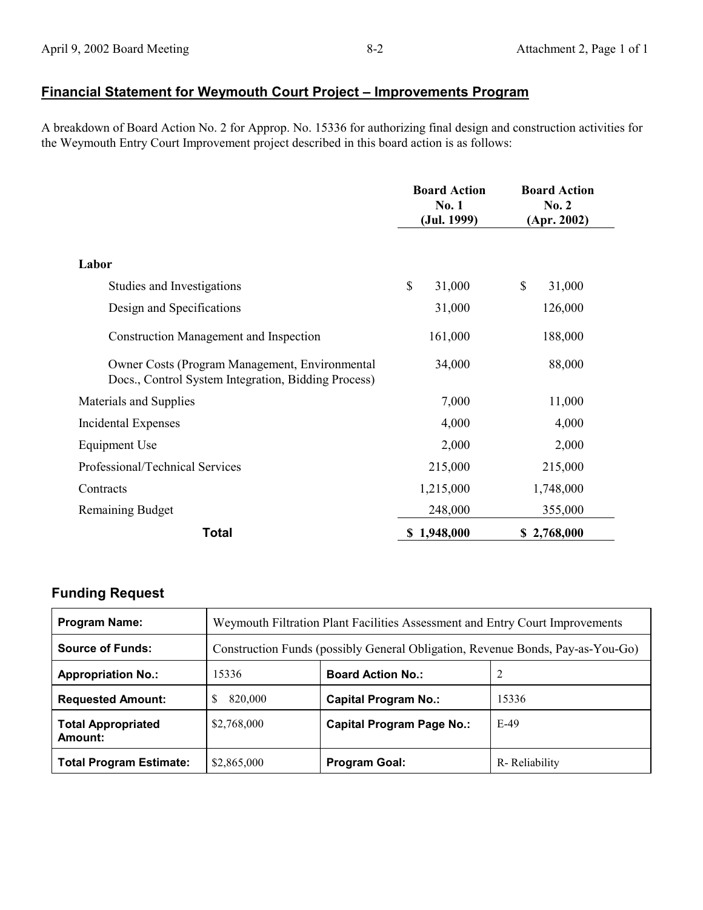## Financial Statement for Weymouth Court Project – Improvements Program

A breakdown of Board Action No. 2 for Approp. No. 15336 for authorizing final design and construction activities for the Weymouth Entry Court Improvement project described in this board action is as follows:

| | Board Action No. 1 (Jul. 1999) | Board Action No. 2 (Apr. 2002) |
|---|---|---|
| **Labor** | | |
| Studies and Investigations | $ 31,000 | $ 31,000 |
| Design and Specifications | 31,000 | 126,000 |
| Construction Management and Inspection | 161,000 | 188,000 |
| Owner Costs (Program Management, Environmental Docs., Control System Integration, Bidding Process) | 34,000 | 88,000 |
| Materials and Supplies | 7,000 | 11,000 |
| Incidental Expenses | 4,000 | 4,000 |
| Equipment Use | 2,000 | 2,000 |
| Professional/Technical Services | 215,000 | 215,000 |
| Contracts | 1,215,000 | 1,748,000 |
| Remaining Budget | 248,000 | 355,000 |
| **Total** | **$ 1,948,000** | **$ 2,768,000** |

### Funding Request

| | | | |
|---|---|---|---|
| **Program Name:** | Weymouth Filtration Plant Facilities Assessment and Entry Court Improvements | | |
| **Source of Funds:** | Construction Funds (possibly General Obligation, Revenue Bonds, Pay-as-You-Go) | | |
| **Appropriation No.:** | 15336 | **Board Action No.:** | 2 |
| **Requested Amount:** | $ 820,000 | **Capital Program No.:** | 15336 |
| **Total Appropriated Amount:** | $2,768,000 | **Capital Program Page No.:** | E-49 |
| **Total Program Estimate:** | $2,865,000 | **Program Goal:** | R- Reliability |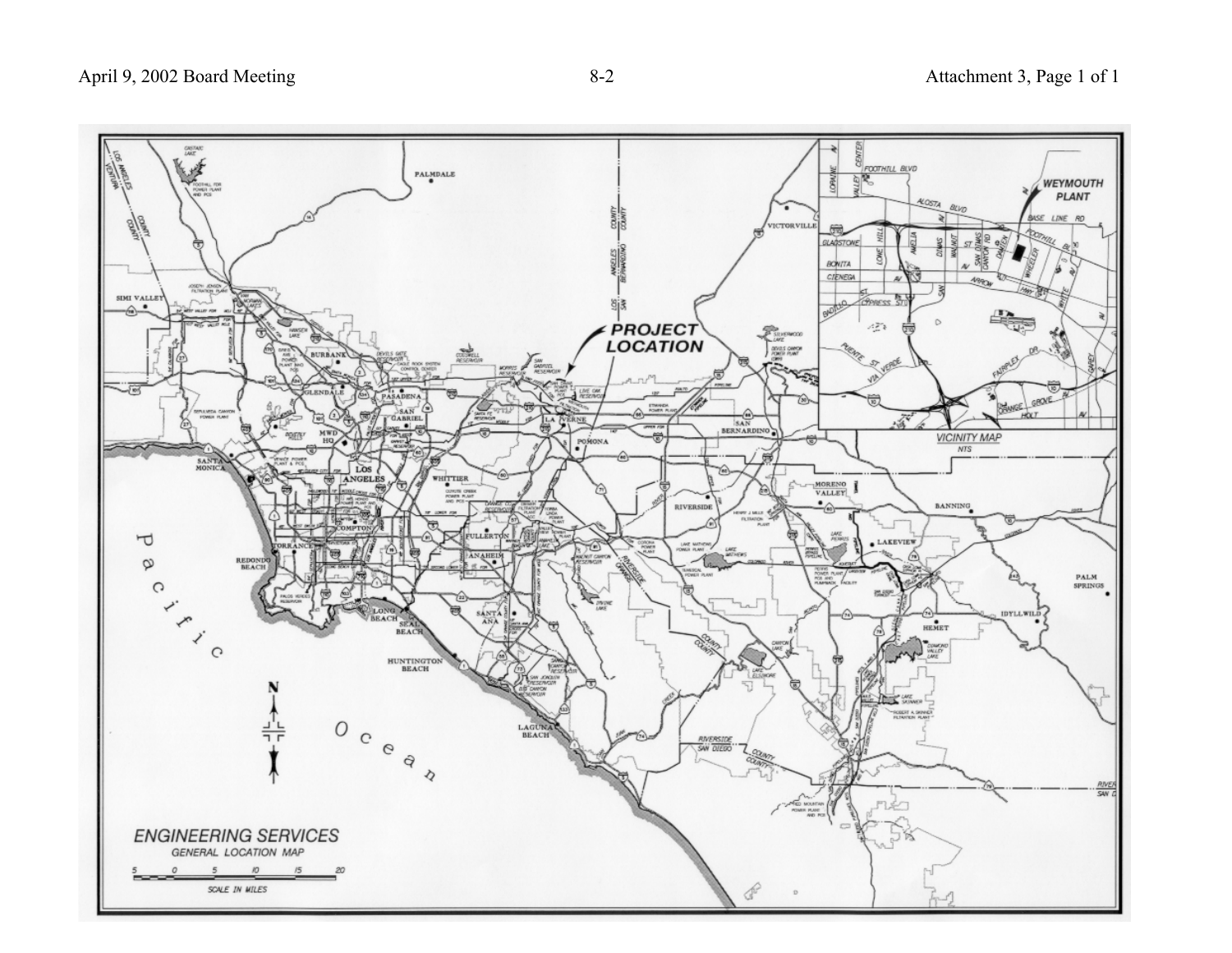PROJECT LOCATION

WEYMOUTH PLANT

VICINITY MAP

NTS

ENGINEERING SERVICES

GENERAL LOCATION MAP

5 0 5 10 15 20

SCALE IN MILES